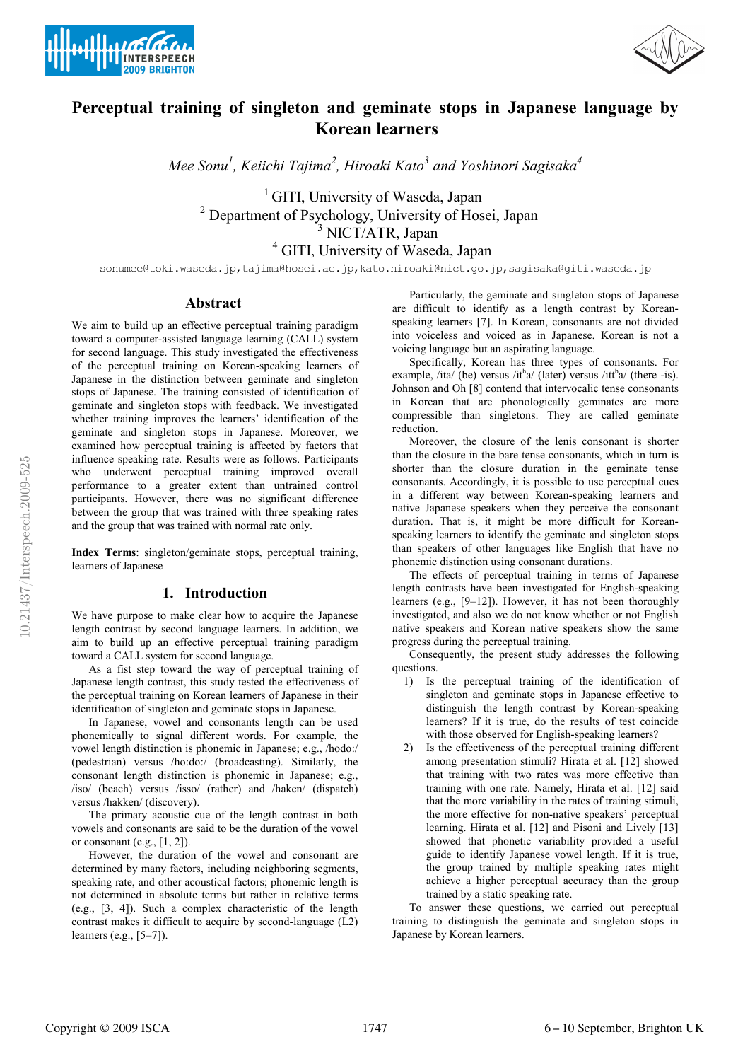# Perceptual training of singleton and geminate stops in Japanese language by Korean learners

*Mee Sonu[1], Keiichi Tajima[2], Hiroaki Kato[3] and Yoshinori Sagisaka[4]*

[1] GITI, University of Waseda, Japan
[2] Department of Psychology, University of Hosei, Japan
[3] NICT/ATR, Japan
[4] GITI, University of Waseda, Japan

sonumee@toki.waseda.jp, tajima@hosei.ac.jp, kato.hiroaki@nict.go.jp, sagisaka@giti.waseda.jp

## Abstract

We aim to build up an effective perceptual training paradigm toward a computer-assisted language learning (CALL) system for second language. This study investigated the effectiveness of the perceptual training on Korean-speaking learners of Japanese in the distinction between geminate and singleton stops of Japanese. The training consisted of identification of geminate and singleton stops with feedback. We investigated whether training improves the learners' identification of the geminate and singleton stops in Japanese. Moreover, we examined how perceptual training is affected by factors that influence speaking rate. Results were as follows. Participants who underwent perceptual training improved overall performance to a greater extent than untrained control participants. However, there was no significant difference between the group that was trained with three speaking rates and the group that was trained with normal rate only.

**Index Terms**: singleton/geminate stops, perceptual training, learners of Japanese

## 1. Introduction

We have purpose to make clear how to acquire the Japanese length contrast by second language learners. In addition, we aim to build up an effective perceptual training paradigm toward a CALL system for second language.

As a fist step toward the way of perceptual training of Japanese length contrast, this study tested the effectiveness of the perceptual training on Korean learners of Japanese in their identification of singleton and geminate stops in Japanese.

In Japanese, vowel and consonants length can be used phonemically to signal different words. For example, the vowel length distinction is phonemic in Japanese; e.g., /hodo:/ (pedestrian) versus /ho:do:/ (broadcasting). Similarly, the consonant length distinction is phonemic in Japanese; e.g., /iso/ (beach) versus /isso/ (rather) and /haken/ (dispatch) versus /hakken/ (discovery).

The primary acoustic cue of the length contrast in both vowels and consonants are said to be the duration of the vowel or consonant (e.g., [1, 2]).

However, the duration of the vowel and consonant are determined by many factors, including neighboring segments, speaking rate, and other acoustical factors; phonemic length is not determined in absolute terms but rather in relative terms (e.g., [3, 4]). Such a complex characteristic of the length contrast makes it difficult to acquire by second-language (L2) learners (e.g., [5–7]).

Particularly, the geminate and singleton stops of Japanese are difficult to identify as a length contrast by Korean-speaking learners [7]. In Korean, consonants are not divided into voiceless and voiced as in Japanese. Korean is not a voicing language but an aspirating language.

Specifically, Korean has three types of consonants. For example, /ita/ (be) versus /it$^{h}$a/ (later) versus /itt$^{h}$a/ (there -is). Johnson and Oh [8] contend that intervocalic tense consonants in Korean that are phonologically geminates are more compressible than singletons. They are called geminate reduction.

Moreover, the closure of the lenis consonant is shorter than the closure in the bare tense consonants, which in turn is shorter than the closure duration in the geminate tense consonants. Accordingly, it is possible to use perceptual cues in a different way between Korean-speaking learners and native Japanese speakers when they perceive the consonant duration. That is, it might be more difficult for Korean-speaking learners to identify the geminate and singleton stops than speakers of other languages like English that have no phonemic distinction using consonant durations.

The effects of perceptual training in terms of Japanese length contrasts have been investigated for English-speaking learners (e.g., [9–12]). However, it has not been thoroughly investigated, and also we do not know whether or not English native speakers and Korean native speakers show the same progress during the perceptual training.

Consequently, the present study addresses the following questions.

1) Is the perceptual training of the identification of singleton and geminate stops in Japanese effective to distinguish the length contrast by Korean-speaking learners? If it is true, do the results of test coincide with those observed for English-speaking learners?
2) Is the effectiveness of the perceptual training different among presentation stimuli? Hirata et al. [12] showed that training with two rates was more effective than training with one rate. Namely, Hirata et al. [12] said that the more variability in the rates of training stimuli, the more effective for non-native speakers' perceptual learning. Hirata et al. [12] and Pisoni and Lively [13] showed that phonetic variability provided a useful guide to identify Japanese vowel length. If it is true, the group trained by multiple speaking rates might achieve a higher perceptual accuracy than the group trained by a static speaking rate.

To answer these questions, we carried out perceptual training to distinguish the geminate and singleton stops in Japanese by Korean learners.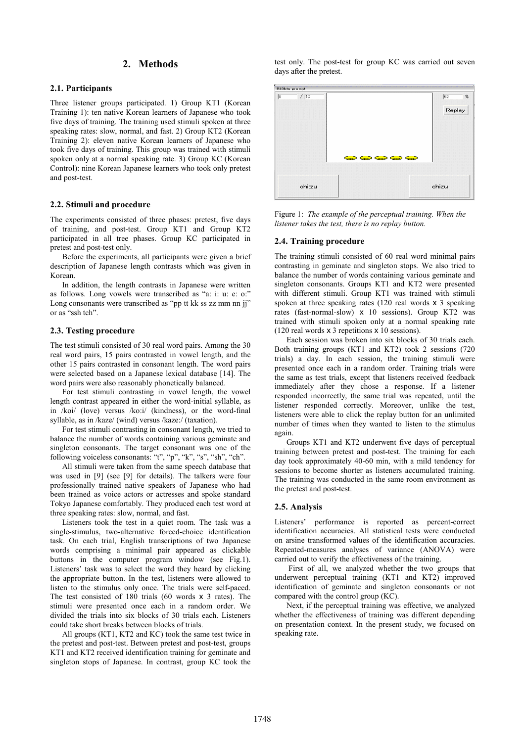## 2. Methods

### 2.1. Participants

Three listener groups participated. 1) Group KT1 (Korean Training 1): ten native Korean learners of Japanese who took five days of training. The training used stimuli spoken at three speaking rates: slow, normal, and fast. 2) Group KT2 (Korean Training 2): eleven native Korean learners of Japanese who took five days of training. This group was trained with stimuli spoken only at a normal speaking rate. 3) Group KC (Korean Control): nine Korean Japanese learners who took only pretest and post-test.

### 2.2. Stimuli and procedure

The experiments consisted of three phases: pretest, five days of training, and post-test. Group KT1 and Group KT2 participated in all tree phases. Group KC participated in pretest and post-test only.

Before the experiments, all participants were given a brief description of Japanese length contrasts which was given in Korean.

In addition, the length contrasts in Japanese were written as follows. Long vowels were transcribed as "a: i: u: e: o:" Long consonants were transcribed as "pp tt kk ss zz mm nn jj" or as "ssh tch".

### 2.3. Testing procedure

The test stimuli consisted of 30 real word pairs. Among the 30 real word pairs, 15 pairs contrasted in vowel length, and the other 15 pairs contrasted in consonant length. The word pairs were selected based on a Japanese lexical database [14]. The word pairs were also reasonably phonetically balanced.

For test stimuli contrasting in vowel length, the vowel length contrast appeared in either the word-initial syllable, as in /koi/ (love) versus /ko:i/ (kindness), or the word-final syllable, as in /kaze/ (wind) versus /kaze:/ (taxation).

For test stimuli contrasting in consonant length, we tried to balance the number of words containing various geminate and singleton consonants. The target consonant was one of the following voiceless consonants: "t", "p", "k", "s", "sh", "ch".

All stimuli were taken from the same speech database that was used in [9] (see [9] for details). The talkers were four professionally trained native speakers of Japanese who had been trained as voice actors or actresses and spoke standard Tokyo Japanese comfortably. They produced each test word at three speaking rates: slow, normal, and fast.

Listeners took the test in a quiet room. The task was a single-stimulus, two-alternative forced-choice identification task. On each trial, English transcriptions of two Japanese words comprising a minimal pair appeared as clickable buttons in the computer program window (see Fig.1). Listeners' task was to select the word they heard by clicking the appropriate button. In the test, listeners were allowed to listen to the stimulus only once. The trials were self-paced. The test consisted of 180 trials (60 words x 3 rates). The stimuli were presented once each in a random order. We divided the trials into six blocks of 30 trials each. Listeners could take short breaks between blocks of trials.

All groups (KT1, KT2 and KC) took the same test twice in the pretest and post-test. Between pretest and post-test, groups KT1 and KT2 received identification training for geminate and singleton stops of Japanese. In contrast, group KC took the test only. The post-test for group KC was carried out seven days after the pretest.

Figure 1: *The example of the perceptual training. When the listener takes the test, there is no replay button.*

### 2.4. Training procedure

The training stimuli consisted of 60 real word minimal pairs contrasting in geminate and singleton stops. We also tried to balance the number of words containing various geminate and singleton consonants. Groups KT1 and KT2 were presented with different stimuli. Group KT1 was trained with stimuli spoken at three speaking rates (120 real words x 3 speaking rates (fast-normal-slow) x 10 sessions). Group KT2 was trained with stimuli spoken only at a normal speaking rate (120 real words x 3 repetitions x 10 sessions).

Each session was broken into six blocks of 30 trials each. Both training groups (KT1 and KT2) took 2 sessions (720 trials) a day. In each session, the training stimuli were presented once each in a random order. Training trials were the same as test trials, except that listeners received feedback immediately after they chose a response. If a listener responded incorrectly, the same trial was repeated, until the listener responded correctly. Moreover, unlike the test, listeners were able to click the replay button for an unlimited number of times when they wanted to listen to the stimulus again.

Groups KT1 and KT2 underwent five days of perceptual training between pretest and post-test. The training for each day took approximately 40-60 min, with a mild tendency for sessions to become shorter as listeners accumulated training. The training was conducted in the same room environment as the pretest and post-test.

### 2.5. Analysis

Listeners' performance is reported as percent-correct identification accuracies. All statistical tests were conducted on arsine transformed values of the identification accuracies. Repeated-measures analyses of variance (ANOVA) were carried out to verify the effectiveness of the training.

First of all, we analyzed whether the two groups that underwent perceptual training (KT1 and KT2) improved identification of geminate and singleton consonants or not compared with the control group (KC).

Next, if the perceptual training was effective, we analyzed whether the effectiveness of training was different depending on presentation context. In the present study, we focused on speaking rate.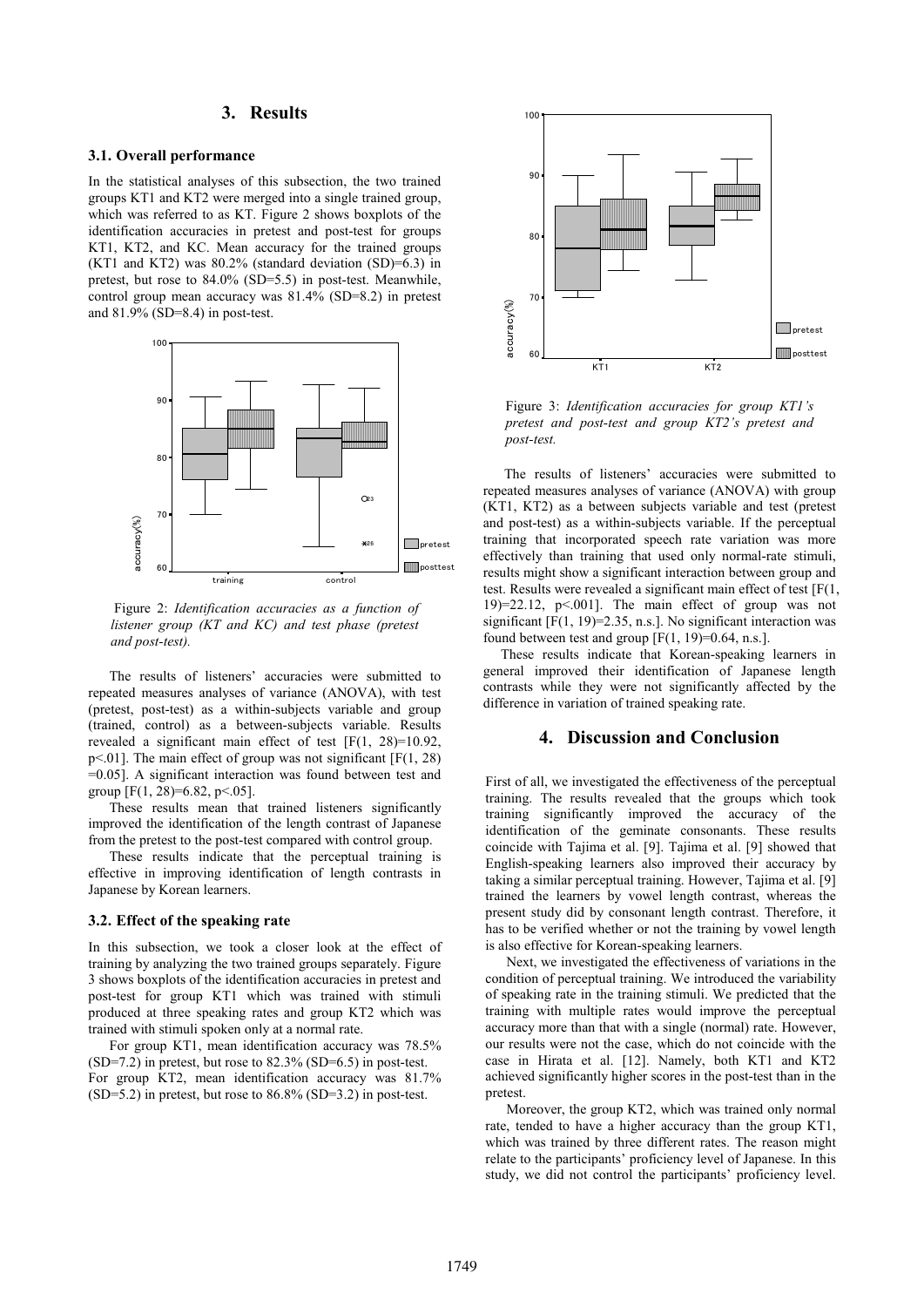## 3. Results

### 3.1. Overall performance

In the statistical analyses of this subsection, the two trained groups KT1 and KT2 were merged into a single trained group, which was referred to as KT. Figure 2 shows boxplots of the identification accuracies in pretest and post-test for groups KT1, KT2, and KC. Mean accuracy for the trained groups (KT1 and KT2) was 80.2% (standard deviation (SD)=6.3) in pretest, but rose to 84.0% (SD=5.5) in post-test. Meanwhile, control group mean accuracy was 81.4% (SD=8.2) in pretest and 81.9% (SD=8.4) in post-test.

Figure 2: *Identification accuracies as a function of listener group (KT and KC) and test phase (pretest and post-test).*

The results of listeners' accuracies were submitted to repeated measures analyses of variance (ANOVA), with test (pretest, post-test) as a within-subjects variable and group (trained, control) as a between-subjects variable. Results revealed a significant main effect of test [$F(1, 28)=10.92$, $p<.01$]. The main effect of group was not significant [$F(1, 28)=0.05$]. A significant interaction was found between test and group [$F(1, 28)=6.82$, $p<.05$].

These results mean that trained listeners significantly improved the identification of the length contrast of Japanese from the pretest to the post-test compared with control group.

These results indicate that the perceptual training is effective in improving identification of length contrasts in Japanese by Korean learners.

### 3.2. Effect of the speaking rate

In this subsection, we took a closer look at the effect of training by analyzing the two trained groups separately. Figure 3 shows boxplots of the identification accuracies in pretest and post-test for group KT1 which was trained with stimuli produced at three speaking rates and group KT2 which was trained with stimuli spoken only at a normal rate.

For group KT1, mean identification accuracy was 78.5% (SD=7.2) in pretest, but rose to 82.3% (SD=6.5) in post-test. For group KT2, mean identification accuracy was 81.7% (SD=5.2) in pretest, but rose to 86.8% (SD=3.2) in post-test.

Figure 3: *Identification accuracies for group KT1's pretest and post-test and group KT2's pretest and post-test.*

The results of listeners' accuracies were submitted to repeated measures analyses of variance (ANOVA) with group (KT1, KT2) as a between subjects variable and test (pretest and post-test) as a within-subjects variable. If the perceptual training that incorporated speech rate variation was more effectively than training that used only normal-rate stimuli, results might show a significant interaction between group and test. Results were revealed a significant main effect of test [$F(1, 19)=22.12$, $p<.001$]. The main effect of group was not significant [$F(1, 19)=2.35$, n.s.]. No significant interaction was found between test and group [$F(1, 19)=0.64$, n.s.].

These results indicate that Korean-speaking learners in general improved their identification of Japanese length contrasts while they were not significantly affected by the difference in variation of trained speaking rate.

## 4. Discussion and Conclusion

First of all, we investigated the effectiveness of the perceptual training. The results revealed that the groups which took training significantly improved the accuracy of the identification of the geminate consonants. These results coincide with Tajima et al. [9]. Tajima et al. [9] showed that English-speaking learners also improved their accuracy by taking a similar perceptual training. However, Tajima et al. [9] trained the learners by vowel length contrast, whereas the present study did by consonant length contrast. Therefore, it has to be verified whether or not the training by vowel length is also effective for Korean-speaking learners.

Next, we investigated the effectiveness of variations in the condition of perceptual training. We introduced the variability of speaking rate in the training stimuli. We predicted that the training with multiple rates would improve the perceptual accuracy more than that with a single (normal) rate. However, our results were not the case, which do not coincide with the case in Hirata et al. [12]. Namely, both KT1 and KT2 achieved significantly higher scores in the post-test than in the pretest.

Moreover, the group KT2, which was trained only normal rate, tended to have a higher accuracy than the group KT1, which was trained by three different rates. The reason might relate to the participants' proficiency level of Japanese. In this study, we did not control the participants' proficiency level.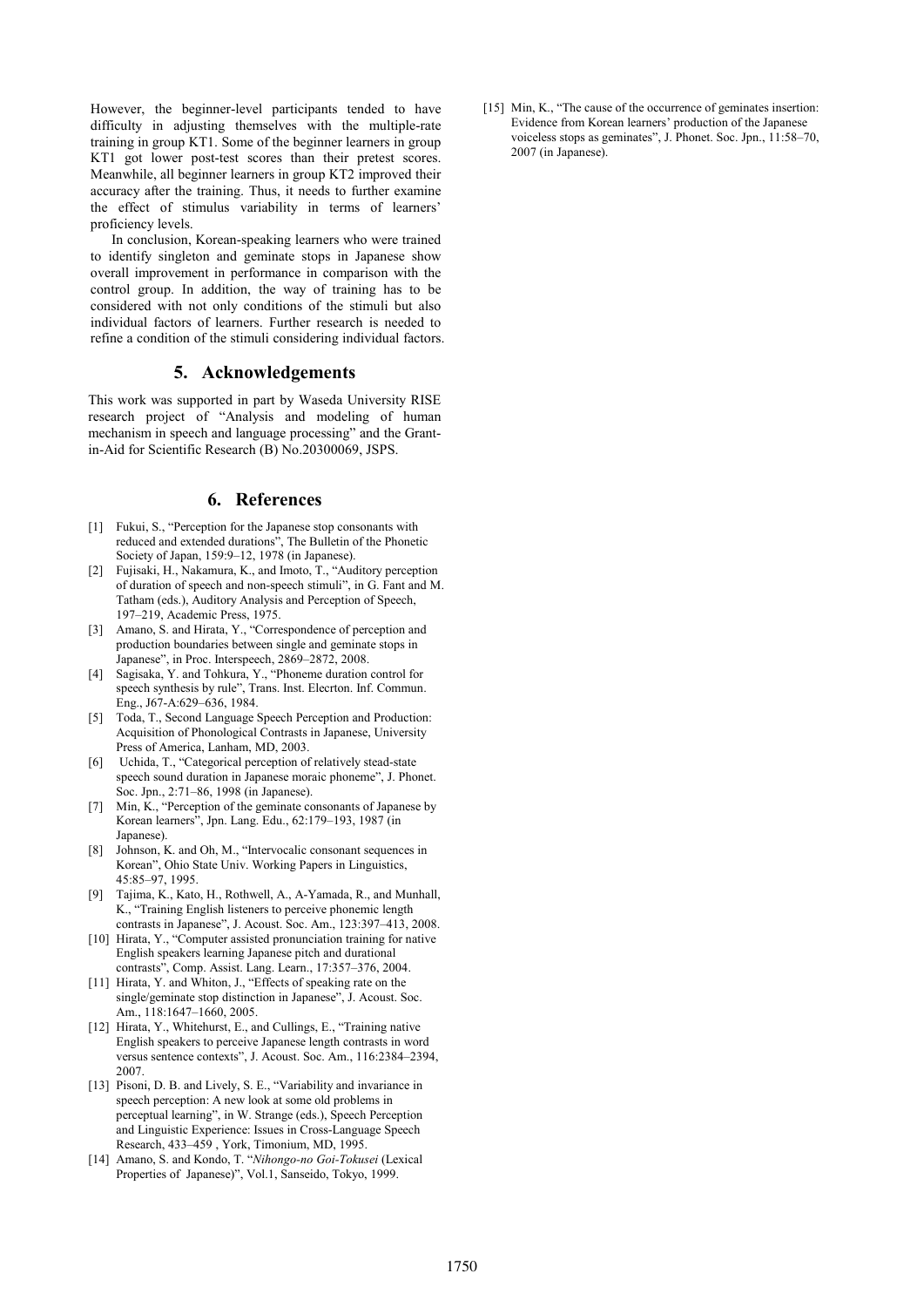However, the beginner-level participants tended to have difficulty in adjusting themselves with the multiple-rate training in group KT1. Some of the beginner learners in group KT1 got lower post-test scores than their pretest scores. Meanwhile, all beginner learners in group KT2 improved their accuracy after the training. Thus, it needs to further examine the effect of stimulus variability in terms of learners' proficiency levels.

In conclusion, Korean-speaking learners who were trained to identify singleton and geminate stops in Japanese show overall improvement in performance in comparison with the control group. In addition, the way of training has to be considered with not only conditions of the stimuli but also individual factors of learners. Further research is needed to refine a condition of the stimuli considering individual factors.

## 5. Acknowledgements

This work was supported in part by Waseda University RISE research project of "Analysis and modeling of human mechanism in speech and language processing" and the Grant-in-Aid for Scientific Research (B) No.20300069, JSPS.

## 6. References

[1] Fukui, S., "Perception for the Japanese stop consonants with reduced and extended durations", The Bulletin of the Phonetic Society of Japan, 159:9–12, 1978 (in Japanese).

[2] Fujisaki, H., Nakamura, K., and Imoto, T., "Auditory perception of duration of speech and non-speech stimuli", in G. Fant and M. Tatham (eds.), Auditory Analysis and Perception of Speech, 197–219, Academic Press, 1975.

[3] Amano, S. and Hirata, Y., "Correspondence of perception and production boundaries between single and geminate stops in Japanese", in Proc. Interspeech, 2869–2872, 2008.

[4] Sagisaka, Y. and Tohkura, Y., "Phoneme duration control for speech synthesis by rule", Trans. Inst. Elecrton. Inf. Commun. Eng., J67-A:629–636, 1984.

[5] Toda, T., Second Language Speech Perception and Production: Acquisition of Phonological Contrasts in Japanese, University Press of America, Lanham, MD, 2003.

[6] Uchida, T., "Categorical perception of relatively stead-state speech sound duration in Japanese moraic phoneme", J. Phonet. Soc. Jpn., 2:71–86, 1998 (in Japanese).

[7] Min, K., "Perception of the geminate consonants of Japanese by Korean learners", Jpn. Lang. Edu., 62:179–193, 1987 (in Japanese).

[8] Johnson, K. and Oh, M., "Intervocalic consonant sequences in Korean", Ohio State Univ. Working Papers in Linguistics, 45:85–97, 1995.

[9] Tajima, K., Kato, H., Rothwell, A., A-Yamada, R., and Munhall, K., "Training English listeners to perceive phonemic length contrasts in Japanese", J. Acoust. Soc. Am., 123:397–413, 2008.

[10] Hirata, Y., "Computer assisted pronunciation training for native English speakers learning Japanese pitch and durational contrasts", Comp. Assist. Lang. Learn., 17:357–376, 2004.

[11] Hirata, Y. and Whiton, J., "Effects of speaking rate on the single/geminate stop distinction in Japanese", J. Acoust. Soc. Am., 118:1647–1660, 2005.

[12] Hirata, Y., Whitehurst, E., and Cullings, E., "Training native English speakers to perceive Japanese length contrasts in word versus sentence contexts", J. Acoust. Soc. Am., 116:2384–2394, 2007.

[13] Pisoni, D. B. and Lively, S. E., "Variability and invariance in speech perception: A new look at some old problems in perceptual learning", in W. Strange (eds.), Speech Perception and Linguistic Experience: Issues in Cross-Language Speech Research, 433–459 , York, Timonium, MD, 1995.

[14] Amano, S. and Kondo, T. "*Nihongo-no Goi-Tokusei* (Lexical Properties of Japanese)", Vol.1, Sanseido, Tokyo, 1999.

[15] Min, K., "The cause of the occurrence of geminates insertion: Evidence from Korean learners' production of the Japanese voiceless stops as geminates", J. Phonet. Soc. Jpn., 11:58–70, 2007 (in Japanese).